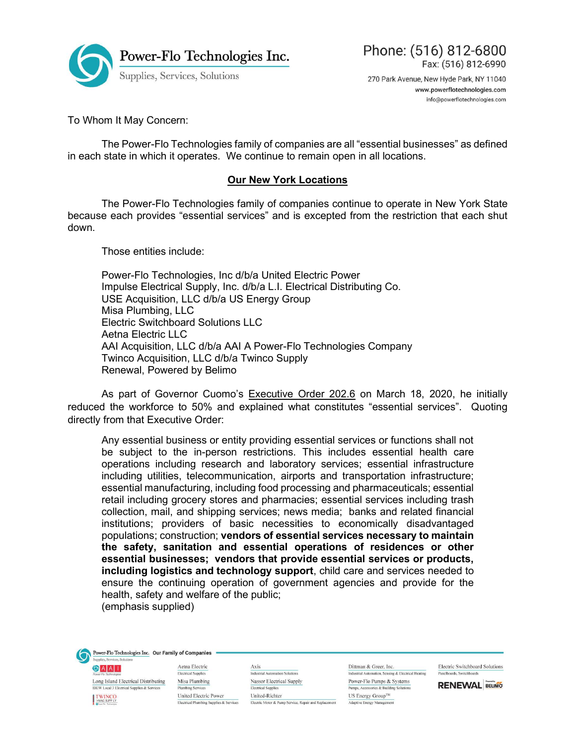Power-Flo Technologies Inc.
Supplies, Services, Solutions

Phone: (516) 812-6800
Fax: (516) 812-6990
270 Park Avenue, New Hyde Park, NY 11040
www.powerflotechnologies.com
info@powerflotechnologies.com

To Whom It May Concern:

The Power-Flo Technologies family of companies are all "essential businesses" as defined in each state in which it operates. We continue to remain open in all locations.

## Our New York Locations

The Power-Flo Technologies family of companies continue to operate in New York State because each provides "essential services" and is excepted from the restriction that each shut down.

Those entities include:

Power-Flo Technologies, Inc d/b/a United Electric Power
Impulse Electrical Supply, Inc. d/b/a L.I. Electrical Distributing Co.
USE Acquisition, LLC d/b/a US Energy Group
Misa Plumbing, LLC
Electric Switchboard Solutions LLC
Aetna Electric LLC
AAI Acquisition, LLC d/b/a AAI A Power-Flo Technologies Company
Twinco Acquisition, LLC d/b/a Twinco Supply
Renewal, Powered by Belimo

As part of Governor Cuomo's Executive Order 202.6 on March 18, 2020, he initially reduced the workforce to 50% and explained what constitutes "essential services". Quoting directly from that Executive Order:

> Any essential business or entity providing essential services or functions shall not be subject to the in-person restrictions. This includes essential health care operations including research and laboratory services; essential infrastructure including utilities, telecommunication, airports and transportation infrastructure; essential manufacturing, including food processing and pharmaceuticals; essential retail including grocery stores and pharmacies; essential services including trash collection, mail, and shipping services; news media; banks and related financial institutions; providers of basic necessities to economically disadvantaged populations; construction; **vendors of essential services necessary to maintain the safety, sanitation and essential operations of residences or other essential businesses; vendors that provide essential services or products, including logistics and technology support**, child care and services needed to ensure the continuing operation of government agencies and provide for the health, safety and welfare of the public;
> (emphasis supplied)

Power-Flo Technologies Inc. Our Family of Companies

AAI – Power-Flo Technologies
Long Island Electrical Distributing – IBEW Local 3 Electrical Supplies & Services
TWINCO HVAC SUPPLY
Aetna Electric – Electrical Supplies
Misa Plumbing – Plumbing Services
United Electric Power – Electrical/Plumbing Supplies & Services
Axis – Industrial Automation Solutions
Nassor Electrical Supply – Electrical Supplies
United-Richter – Electric Motor & Pump Service, Repair and Replacement
Dittman & Greer, Inc. – Industrial Automation, Sensing & Electrical Heating
Power-Flo Pumps & Systems – Pumps, Accessories & Building Solutions
US Energy Group™ – Adaptive Energy Management
Electric Switchboard Solutions – Panelboards, Switchboards
RENEWAL Powered by BELIMO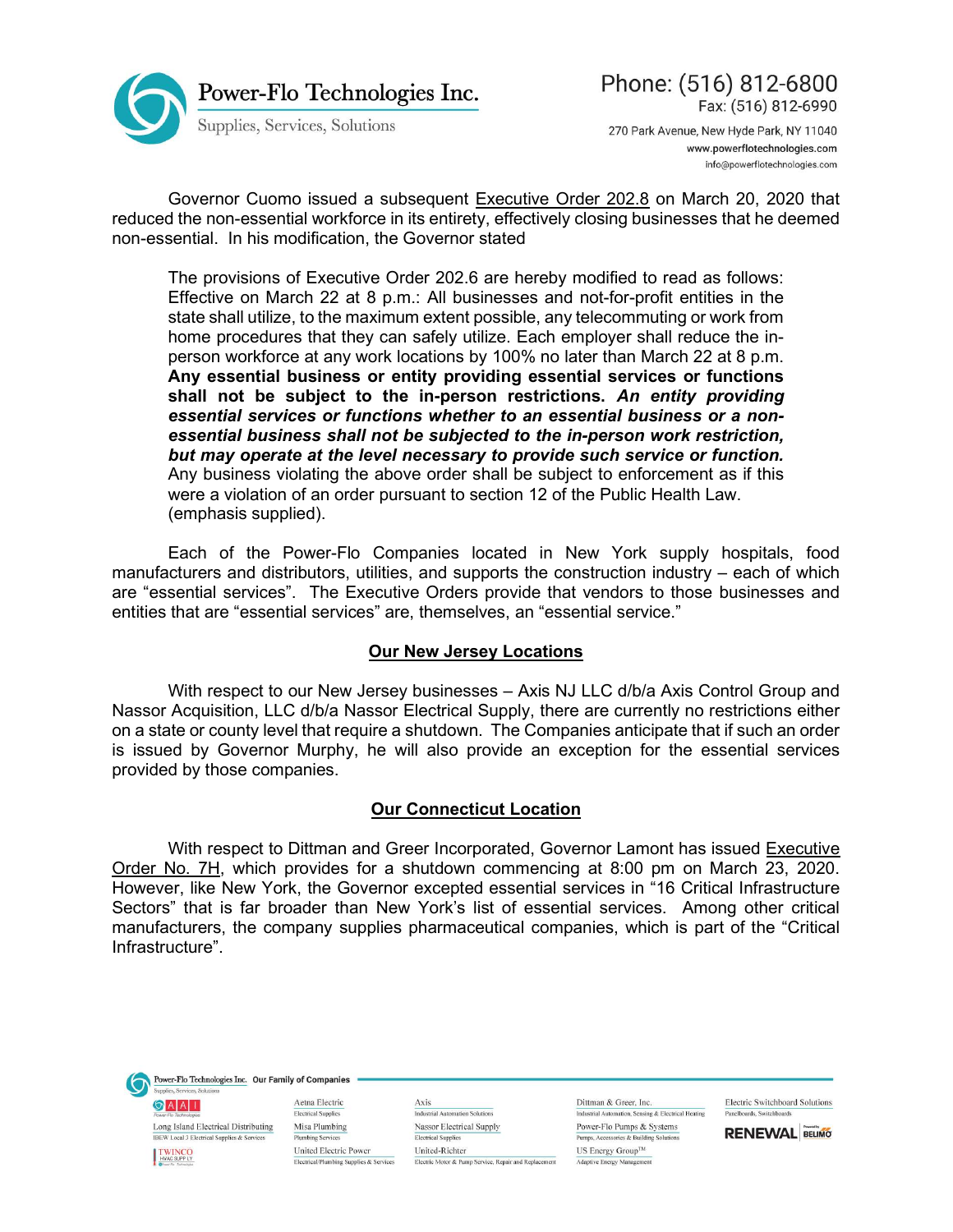Governor Cuomo issued a subsequent Executive Order 202.8 on March 20, 2020 that reduced the non-essential workforce in its entirety, effectively closing businesses that he deemed non-essential. In his modification, the Governor stated

> The provisions of Executive Order 202.6 are hereby modified to read as follows: Effective on March 22 at 8 p.m.: All businesses and not-for-profit entities in the state shall utilize, to the maximum extent possible, any telecommuting or work from home procedures that they can safely utilize. Each employer shall reduce the in-person workforce at any work locations by 100% no later than March 22 at 8 p.m. **Any essential business or entity providing essential services or functions shall not be subject to the in-person restrictions. *An entity providing essential services or functions whether to an essential business or a non-essential business shall not be subjected to the in-person work restriction, but may operate at the level necessary to provide such service or function.*** Any business violating the above order shall be subject to enforcement as if this were a violation of an order pursuant to section 12 of the Public Health Law. (emphasis supplied).

Each of the Power-Flo Companies located in New York supply hospitals, food manufacturers and distributors, utilities, and supports the construction industry – each of which are "essential services". The Executive Orders provide that vendors to those businesses and entities that are "essential services" are, themselves, an "essential service."

## Our New Jersey Locations

With respect to our New Jersey businesses – Axis NJ LLC d/b/a Axis Control Group and Nassor Acquisition, LLC d/b/a Nassor Electrical Supply, there are currently no restrictions either on a state or county level that require a shutdown. The Companies anticipate that if such an order is issued by Governor Murphy, he will also provide an exception for the essential services provided by those companies.

## Our Connecticut Location

With respect to Dittman and Greer Incorporated, Governor Lamont has issued Executive Order No. 7H, which provides for a shutdown commencing at 8:00 pm on March 23, 2020. However, like New York, the Governor excepted essential services in "16 Critical Infrastructure Sectors" that is far broader than New York's list of essential services. Among other critical manufacturers, the company supplies pharmaceutical companies, which is part of the "Critical Infrastructure".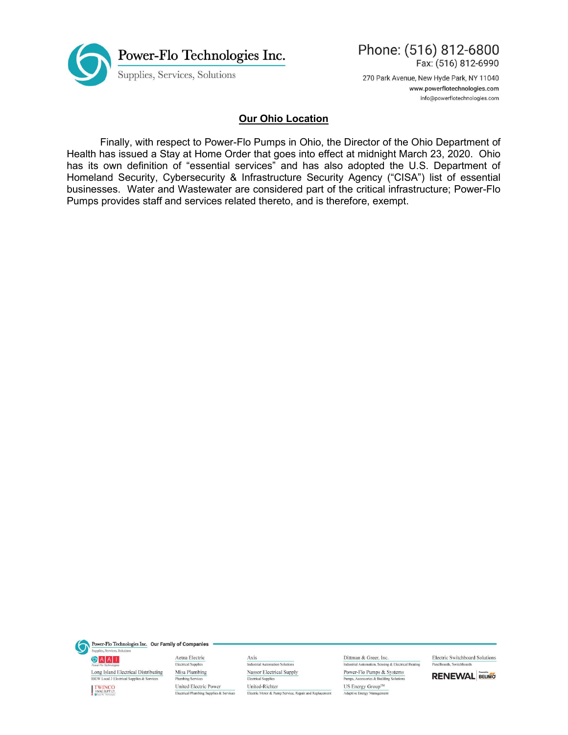## Our Ohio Location

Finally, with respect to Power-Flo Pumps in Ohio, the Director of the Ohio Department of Health has issued a Stay at Home Order that goes into effect at midnight March 23, 2020. Ohio has its own definition of "essential services" and has also adopted the U.S. Department of Homeland Security, Cybersecurity & Infrastructure Security Agency ("CISA") list of essential businesses. Water and Wastewater are considered part of the critical infrastructure; Power-Flo Pumps provides staff and services related thereto, and is therefore, exempt.